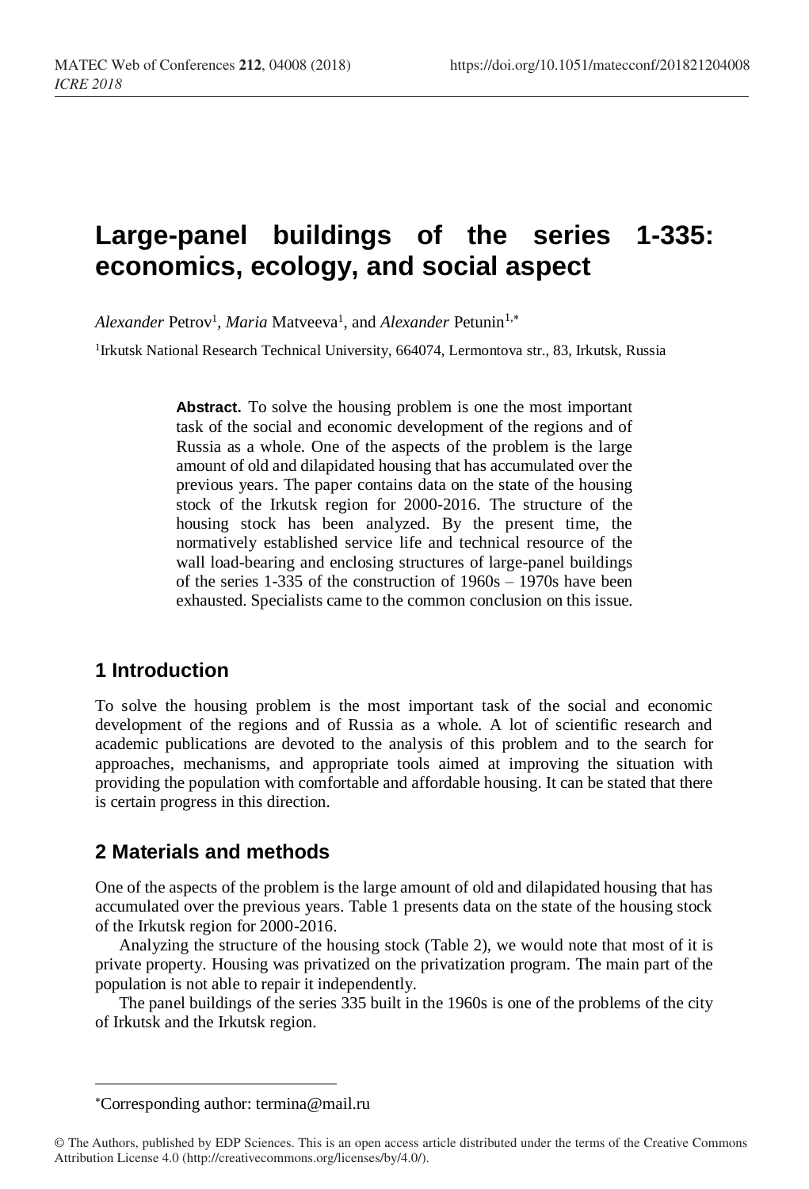# Large-panel buildings of the series 1-335: economics, ecology, and social aspect

*Alexander* Petrov[1], *Maria* Matveeva[1], and *Alexander* Petunin[1,*]

[1]Irkutsk National Research Technical University, 664074, Lermontova str., 83, Irkutsk, Russia

**Abstract.** To solve the housing problem is one the most important task of the social and economic development of the regions and of Russia as a whole. One of the aspects of the problem is the large amount of old and dilapidated housing that has accumulated over the previous years. The paper contains data on the state of the housing stock of the Irkutsk region for 2000-2016. The structure of the housing stock has been analyzed. By the present time, the normatively established service life and technical resource of the wall load-bearing and enclosing structures of large-panel buildings of the series 1-335 of the construction of 1960s – 1970s have been exhausted. Specialists came to the common conclusion on this issue.

## 1 Introduction

To solve the housing problem is the most important task of the social and economic development of the regions and of Russia as a whole. A lot of scientific research and academic publications are devoted to the analysis of this problem and to the search for approaches, mechanisms, and appropriate tools aimed at improving the situation with providing the population with comfortable and affordable housing. It can be stated that there is certain progress in this direction.

## 2 Materials and methods

One of the aspects of the problem is the large amount of old and dilapidated housing that has accumulated over the previous years. Table 1 presents data on the state of the housing stock of the Irkutsk region for 2000-2016.

Analyzing the structure of the housing stock (Table 2), we would note that most of it is private property. Housing was privatized on the privatization program. The main part of the population is not able to repair it independently.

The panel buildings of the series 335 built in the 1960s is one of the problems of the city of Irkutsk and the Irkutsk region.

---

*Corresponding author: termina@mail.ru

© The Authors, published by EDP Sciences. This is an open access article distributed under the terms of the Creative Commons Attribution License 4.0 (http://creativecommons.org/licenses/by/4.0/).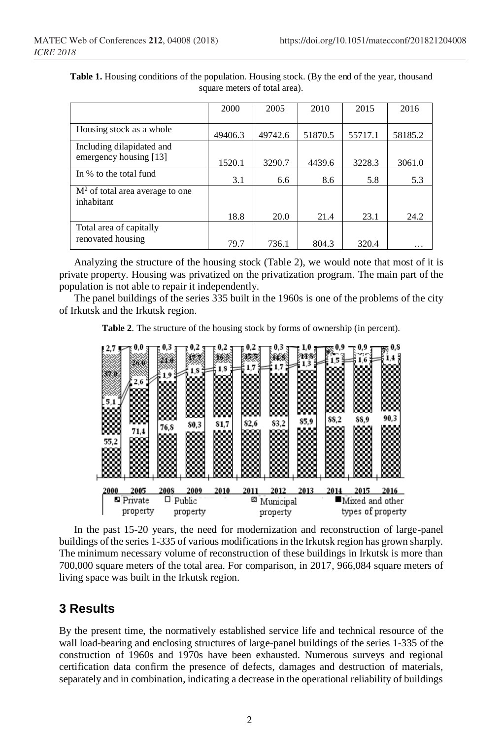**Table 1.** Housing conditions of the population. Housing stock. (By the end of the year, thousand square meters of total area).

| | 2000 | 2005 | 2010 | 2015 | 2016 |
|---|---|---|---|---|---|
| Housing stock as a whole | 49406.3 | 49742.6 | 51870.5 | 55717.1 | 58185.2 |
| Including dilapidated and emergency housing [13] | 1520.1 | 3290.7 | 4439.6 | 3228.3 | 3061.0 |
| In % to the total fund | 3.1 | 6.6 | 8.6 | 5.8 | 5.3 |
| $M^2$ of total area average to one inhabitant | 18.8 | 20.0 | 21.4 | 23.1 | 24.2 |
| Total area of capitally renovated housing | 79.7 | 736.1 | 804.3 | 320.4 | … |

Analyzing the structure of the housing stock (Table 2), we would note that most of it is private property. Housing was privatized on the privatization program. The main part of the population is not able to repair it independently.

The panel buildings of the series 335 built in the 1960s is one of the problems of the city of Irkutsk and the Irkutsk region.

**Table 2**. The structure of the housing stock by forms of ownership (in percent).

In the past 15-20 years, the need for modernization and reconstruction of large-panel buildings of the series 1-335 of various modifications in the Irkutsk region has grown sharply. The minimum necessary volume of reconstruction of these buildings in Irkutsk is more than 700,000 square meters of the total area. For comparison, in 2017, 966,084 square meters of living space was built in the Irkutsk region.

## 3 Results

By the present time, the normatively established service life and technical resource of the wall load-bearing and enclosing structures of large-panel buildings of the series 1-335 of the construction of 1960s and 1970s have been exhausted. Numerous surveys and regional certification data confirm the presence of defects, damages and destruction of materials, separately and in combination, indicating a decrease in the operational reliability of buildings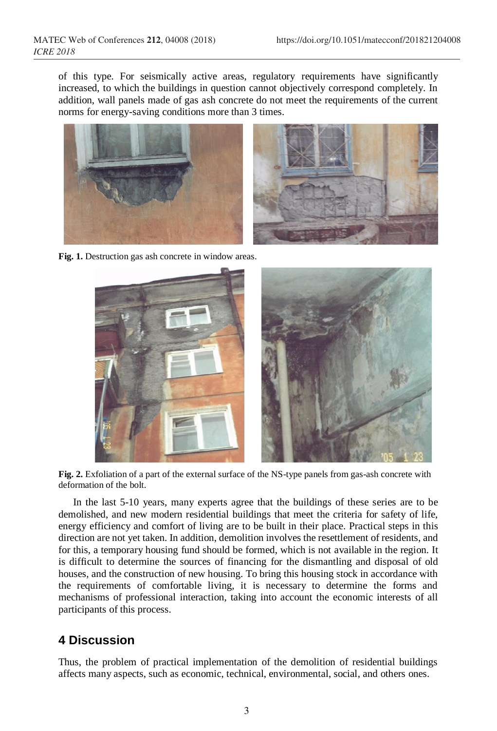of this type. For seismically active areas, regulatory requirements have significantly increased, to which the buildings in question cannot objectively correspond completely. In addition, wall panels made of gas ash concrete do not meet the requirements of the current norms for energy-saving conditions more than 3 times.

**Fig. 1.** Destruction gas ash concrete in window areas.

**Fig. 2.** Exfoliation of a part of the external surface of the NS-type panels from gas-ash concrete with deformation of the bolt.

In the last 5-10 years, many experts agree that the buildings of these series are to be demolished, and new modern residential buildings that meet the criteria for safety of life, energy efficiency and comfort of living are to be built in their place. Practical steps in this direction are not yet taken. In addition, demolition involves the resettlement of residents, and for this, a temporary housing fund should be formed, which is not available in the region. It is difficult to determine the sources of financing for the dismantling and disposal of old houses, and the construction of new housing. To bring this housing stock in accordance with the requirements of comfortable living, it is necessary to determine the forms and mechanisms of professional interaction, taking into account the economic interests of all participants of this process.

## 4 Discussion

Thus, the problem of practical implementation of the demolition of residential buildings affects many aspects, such as economic, technical, environmental, social, and others ones.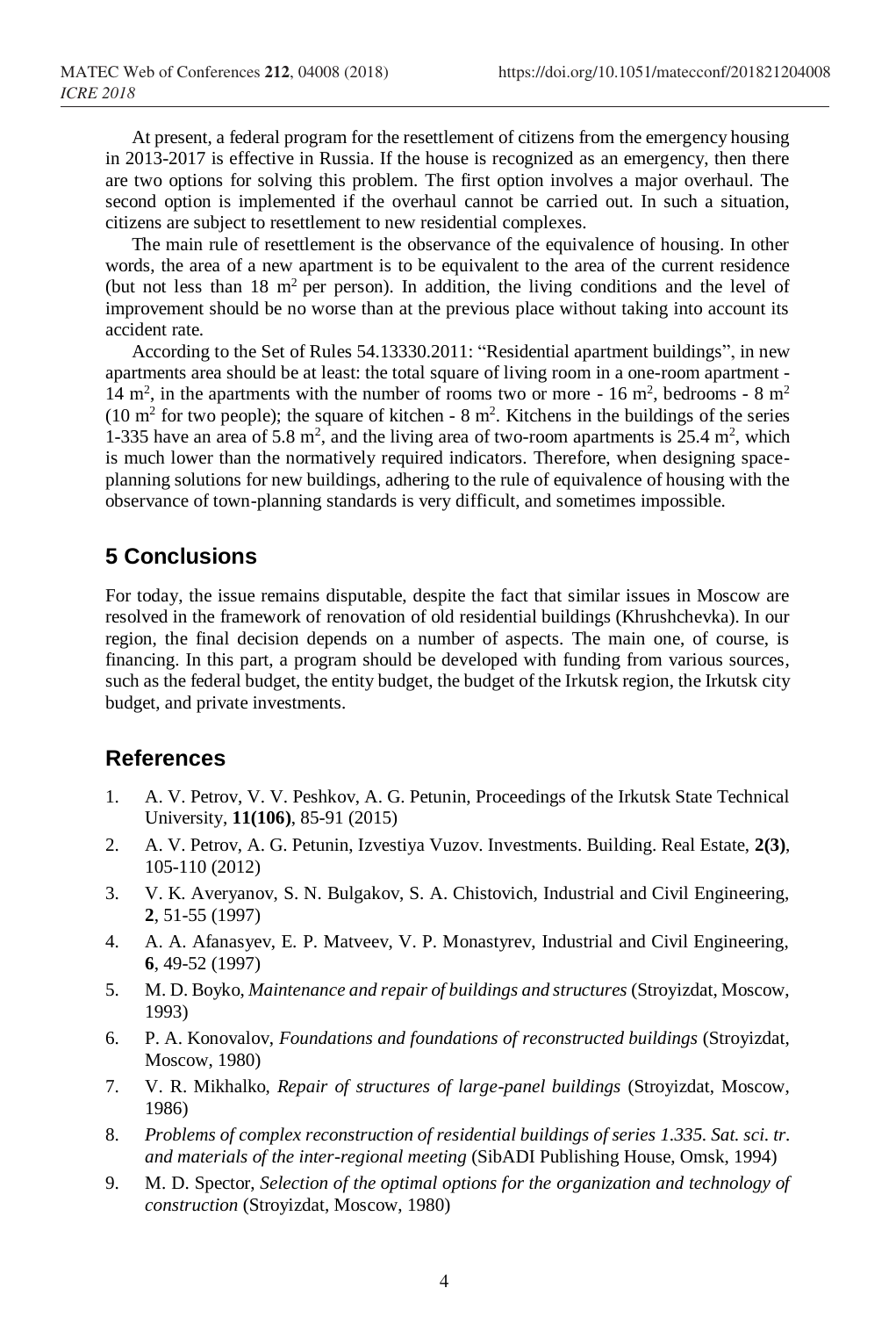At present, a federal program for the resettlement of citizens from the emergency housing in 2013-2017 is effective in Russia. If the house is recognized as an emergency, then there are two options for solving this problem. The first option involves a major overhaul. The second option is implemented if the overhaul cannot be carried out. In such a situation, citizens are subject to resettlement to new residential complexes.

The main rule of resettlement is the observance of the equivalence of housing. In other words, the area of a new apartment is to be equivalent to the area of the current residence (but not less than 18 $m^2$ per person). In addition, the living conditions and the level of improvement should be no worse than at the previous place without taking into account its accident rate.

According to the Set of Rules 54.13330.2011: "Residential apartment buildings", in new apartments area should be at least: the total square of living room in a one-room apartment - 14 $m^2$, in the apartments with the number of rooms two or more - 16 $m^2$, bedrooms - 8 $m^2$ (10 $m^2$ for two people); the square of kitchen - 8 $m^2$. Kitchens in the buildings of the series 1-335 have an area of 5.8 $m^2$, and the living area of two-room apartments is 25.4 $m^2$, which is much lower than the normatively required indicators. Therefore, when designing space-planning solutions for new buildings, adhering to the rule of equivalence of housing with the observance of town-planning standards is very difficult, and sometimes impossible.

## 5 Conclusions

For today, the issue remains disputable, despite the fact that similar issues in Moscow are resolved in the framework of renovation of old residential buildings (Khrushchevka). In our region, the final decision depends on a number of aspects. The main one, of course, is financing. In this part, a program should be developed with funding from various sources, such as the federal budget, the entity budget, the budget of the Irkutsk region, the Irkutsk city budget, and private investments.

## References

1. A. V. Petrov, V. V. Peshkov, A. G. Petunin, Proceedings of the Irkutsk State Technical University, **11(106)**, 85-91 (2015)
2. A. V. Petrov, A. G. Petunin, Izvestiya Vuzov. Investments. Building. Real Estate, **2(3)**, 105-110 (2012)
3. V. K. Averyanov, S. N. Bulgakov, S. A. Chistovich, Industrial and Civil Engineering, **2**, 51-55 (1997)
4. A. A. Afanasyev, E. P. Matveev, V. P. Monastyrev, Industrial and Civil Engineering, **6**, 49-52 (1997)
5. M. D. Boyko, *Maintenance and repair of buildings and structures* (Stroyizdat, Moscow, 1993)
6. P. A. Konovalov, *Foundations and foundations of reconstructed buildings* (Stroyizdat, Moscow, 1980)
7. V. R. Mikhalko, *Repair of structures of large-panel buildings* (Stroyizdat, Moscow, 1986)
8. *Problems of complex reconstruction of residential buildings of series 1.335. Sat. sci. tr. and materials of the inter-regional meeting* (SibADI Publishing House, Omsk, 1994)
9. M. D. Spector, *Selection of the optimal options for the organization and technology of construction* (Stroyizdat, Moscow, 1980)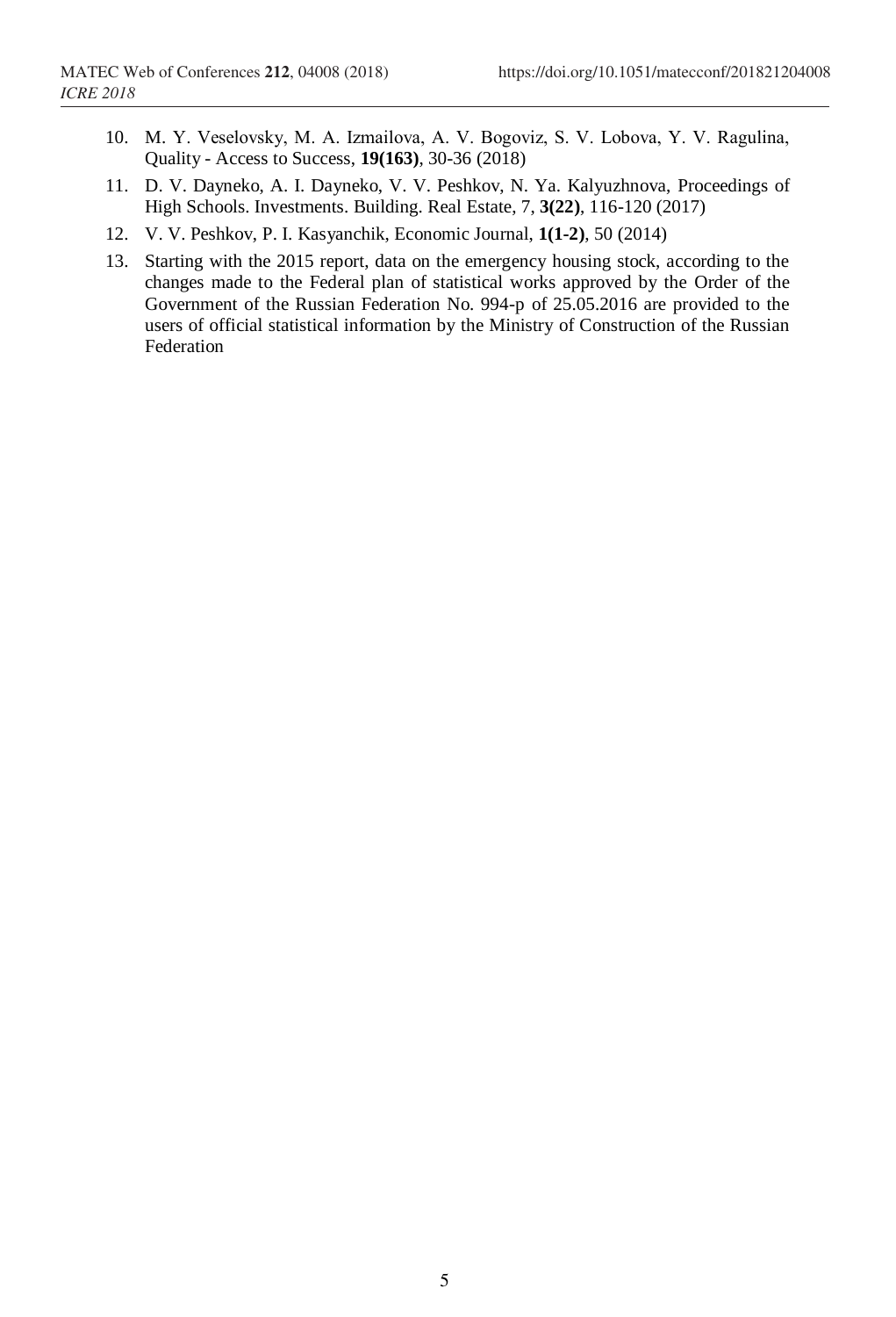10. M. Y. Veselovsky, M. A. Izmailova, A. V. Bogoviz, S. V. Lobova, Y. V. Ragulina, Quality - Access to Success, **19(163)**, 30-36 (2018)
11. D. V. Dayneko, A. I. Dayneko, V. V. Peshkov, N. Ya. Kalyuzhnova, Proceedings of High Schools. Investments. Building. Real Estate, 7, **3(22)**, 116-120 (2017)
12. V. V. Peshkov, P. I. Kasyanchik, Economic Journal, **1(1-2)**, 50 (2014)
13. Starting with the 2015 report, data on the emergency housing stock, according to the changes made to the Federal plan of statistical works approved by the Order of the Government of the Russian Federation No. 994-p of 25.05.2016 are provided to the users of official statistical information by the Ministry of Construction of the Russian Federation